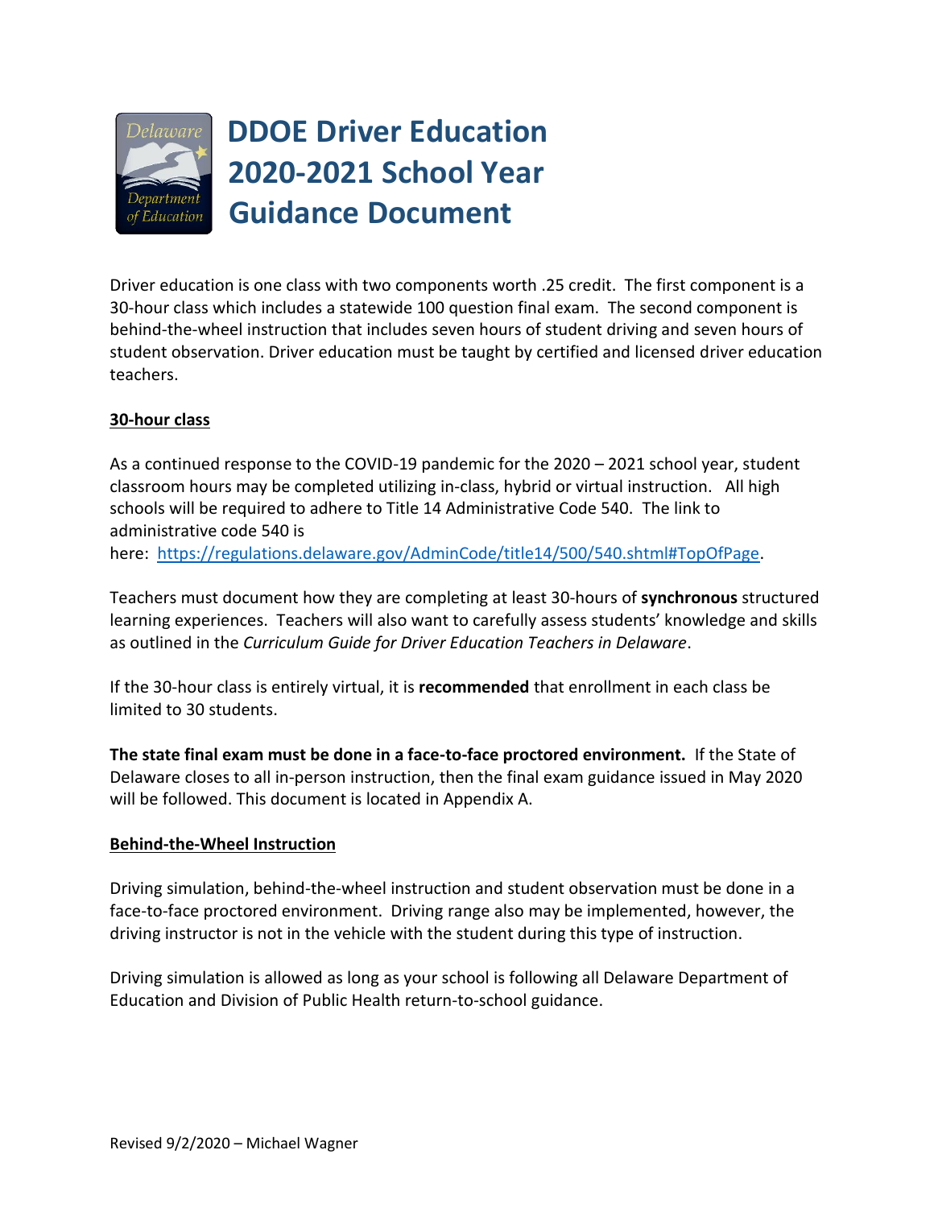# DDOE Driver Education 2020-2021 School Year Guidance Document

Driver education is one class with two components worth .25 credit. The first component is a 30-hour class which includes a statewide 100 question final exam. The second component is behind-the-wheel instruction that includes seven hours of student driving and seven hours of student observation. Driver education must be taught by certified and licensed driver education teachers.

## 30-hour class

As a continued response to the COVID-19 pandemic for the 2020 – 2021 school year, student classroom hours may be completed utilizing in-class, hybrid or virtual instruction. All high schools will be required to adhere to Title 14 Administrative Code 540. The link to administrative code 540 is here: [https://regulations.delaware.gov/AdminCode/title14/500/540.shtml#TopOfPage](https://regulations.delaware.gov/AdminCode/title14/500/540.shtml#TopOfPage).

Teachers must document how they are completing at least 30-hours of **synchronous** structured learning experiences. Teachers will also want to carefully assess students' knowledge and skills as outlined in the *Curriculum Guide for Driver Education Teachers in Delaware*.

If the 30-hour class is entirely virtual, it is **recommended** that enrollment in each class be limited to 30 students.

**The state final exam must be done in a face-to-face proctored environment.** If the State of Delaware closes to all in-person instruction, then the final exam guidance issued in May 2020 will be followed. This document is located in Appendix A.

## Behind-the-Wheel Instruction

Driving simulation, behind-the-wheel instruction and student observation must be done in a face-to-face proctored environment. Driving range also may be implemented, however, the driving instructor is not in the vehicle with the student during this type of instruction.

Driving simulation is allowed as long as your school is following all Delaware Department of Education and Division of Public Health return-to-school guidance.

Revised 9/2/2020 – Michael Wagner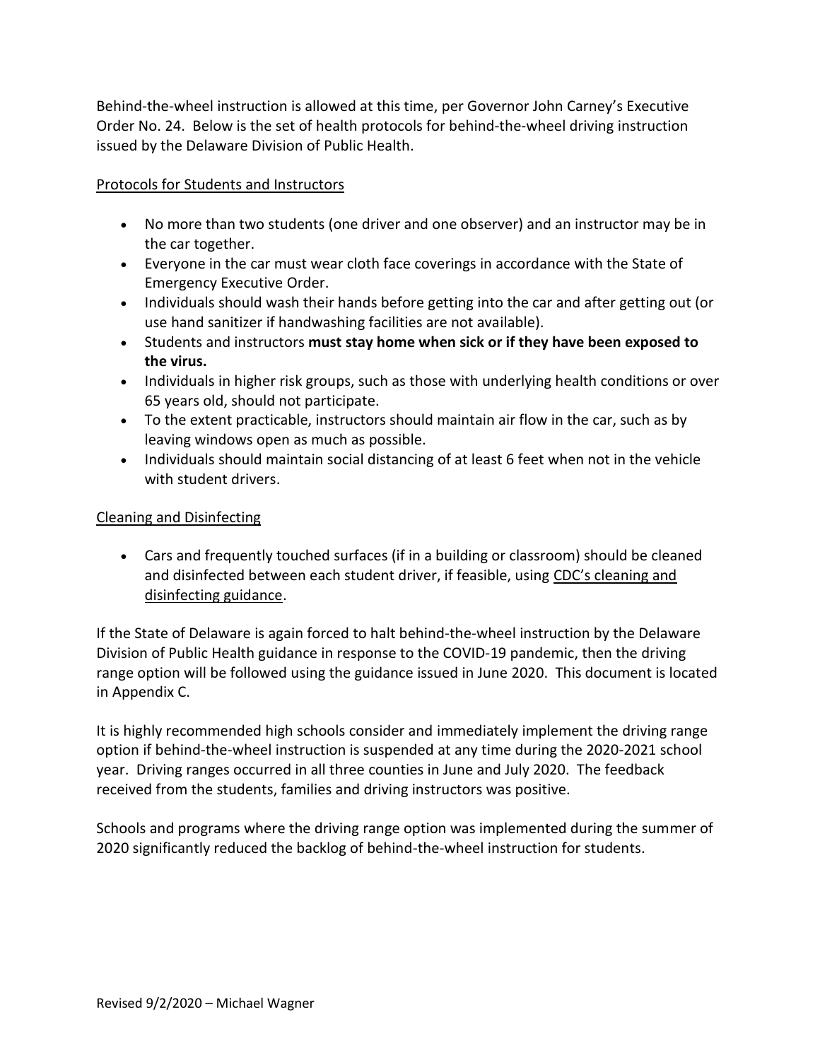Behind-the-wheel instruction is allowed at this time, per Governor John Carney's Executive Order No. 24. Below is the set of health protocols for behind-the-wheel driving instruction issued by the Delaware Division of Public Health.

Protocols for Students and Instructors

- No more than two students (one driver and one observer) and an instructor may be in the car together.
- Everyone in the car must wear cloth face coverings in accordance with the State of Emergency Executive Order.
- Individuals should wash their hands before getting into the car and after getting out (or use hand sanitizer if handwashing facilities are not available).
- Students and instructors **must stay home when sick or if they have been exposed to the virus.**
- Individuals in higher risk groups, such as those with underlying health conditions or over 65 years old, should not participate.
- To the extent practicable, instructors should maintain air flow in the car, such as by leaving windows open as much as possible.
- Individuals should maintain social distancing of at least 6 feet when not in the vehicle with student drivers.

Cleaning and Disinfecting

- Cars and frequently touched surfaces (if in a building or classroom) should be cleaned and disinfected between each student driver, if feasible, using CDC's cleaning and disinfecting guidance.

If the State of Delaware is again forced to halt behind-the-wheel instruction by the Delaware Division of Public Health guidance in response to the COVID-19 pandemic, then the driving range option will be followed using the guidance issued in June 2020. This document is located in Appendix C.

It is highly recommended high schools consider and immediately implement the driving range option if behind-the-wheel instruction is suspended at any time during the 2020-2021 school year. Driving ranges occurred in all three counties in June and July 2020. The feedback received from the students, families and driving instructors was positive.

Schools and programs where the driving range option was implemented during the summer of 2020 significantly reduced the backlog of behind-the-wheel instruction for students.

Revised 9/2/2020 – Michael Wagner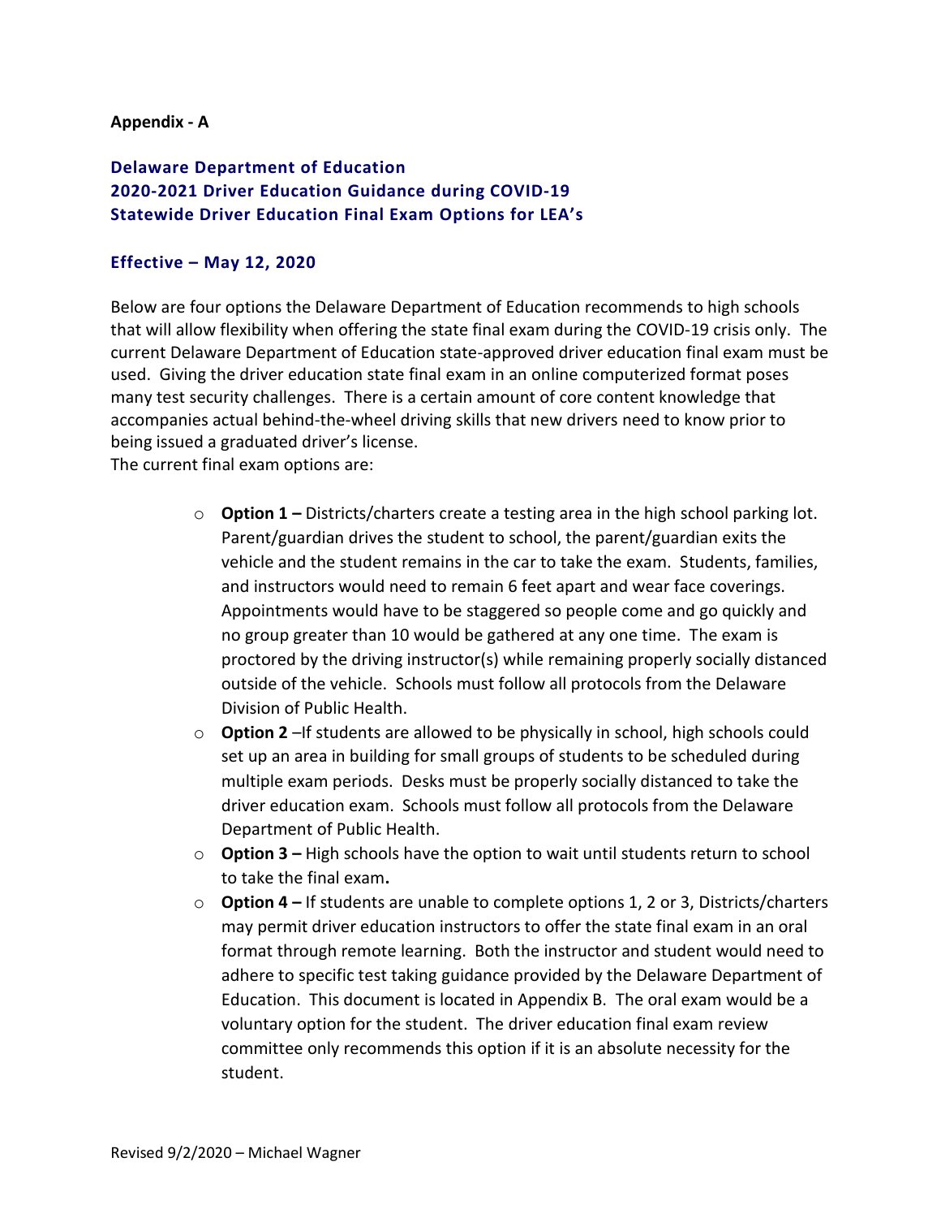**Appendix - A**

## Delaware Department of Education
## 2020-2021 Driver Education Guidance during COVID-19
## Statewide Driver Education Final Exam Options for LEA's

**Effective – May 12, 2020**

Below are four options the Delaware Department of Education recommends to high schools that will allow flexibility when offering the state final exam during the COVID-19 crisis only. The current Delaware Department of Education state-approved driver education final exam must be used. Giving the driver education state final exam in an online computerized format poses many test security challenges. There is a certain amount of core content knowledge that accompanies actual behind-the-wheel driving skills that new drivers need to know prior to being issued a graduated driver's license.

The current final exam options are:

- **Option 1 –** Districts/charters create a testing area in the high school parking lot. Parent/guardian drives the student to school, the parent/guardian exits the vehicle and the student remains in the car to take the exam. Students, families, and instructors would need to remain 6 feet apart and wear face coverings. Appointments would have to be staggered so people come and go quickly and no group greater than 10 would be gathered at any one time. The exam is proctored by the driving instructor(s) while remaining properly socially distanced outside of the vehicle. Schools must follow all protocols from the Delaware Division of Public Health.
- **Option 2** –If students are allowed to be physically in school, high schools could set up an area in building for small groups of students to be scheduled during multiple exam periods. Desks must be properly socially distanced to take the driver education exam. Schools must follow all protocols from the Delaware Department of Public Health.
- **Option 3 –** High schools have the option to wait until students return to school to take the final exam**.**
- **Option 4 –** If students are unable to complete options 1, 2 or 3, Districts/charters may permit driver education instructors to offer the state final exam in an oral format through remote learning. Both the instructor and student would need to adhere to specific test taking guidance provided by the Delaware Department of Education. This document is located in Appendix B. The oral exam would be a voluntary option for the student. The driver education final exam review committee only recommends this option if it is an absolute necessity for the student.

Revised 9/2/2020 – Michael Wagner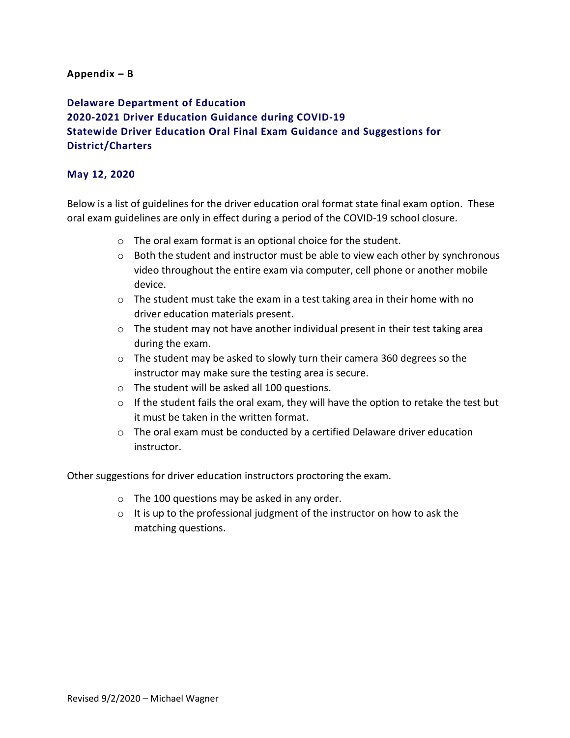**Appendix – B**

## Delaware Department of Education
## 2020-2021 Driver Education Guidance during COVID-19
## Statewide Driver Education Oral Final Exam Guidance and Suggestions for District/Charters

**May 12, 2020**

Below is a list of guidelines for the driver education oral format state final exam option. These oral exam guidelines are only in effect during a period of the COVID-19 school closure.

- The oral exam format is an optional choice for the student.
- Both the student and instructor must be able to view each other by synchronous video throughout the entire exam via computer, cell phone or another mobile device.
- The student must take the exam in a test taking area in their home with no driver education materials present.
- The student may not have another individual present in their test taking area during the exam.
- The student may be asked to slowly turn their camera 360 degrees so the instructor may make sure the testing area is secure.
- The student will be asked all 100 questions.
- If the student fails the oral exam, they will have the option to retake the test but it must be taken in the written format.
- The oral exam must be conducted by a certified Delaware driver education instructor.

Other suggestions for driver education instructors proctoring the exam.

- The 100 questions may be asked in any order.
- It is up to the professional judgment of the instructor on how to ask the matching questions.

Revised 9/2/2020 – Michael Wagner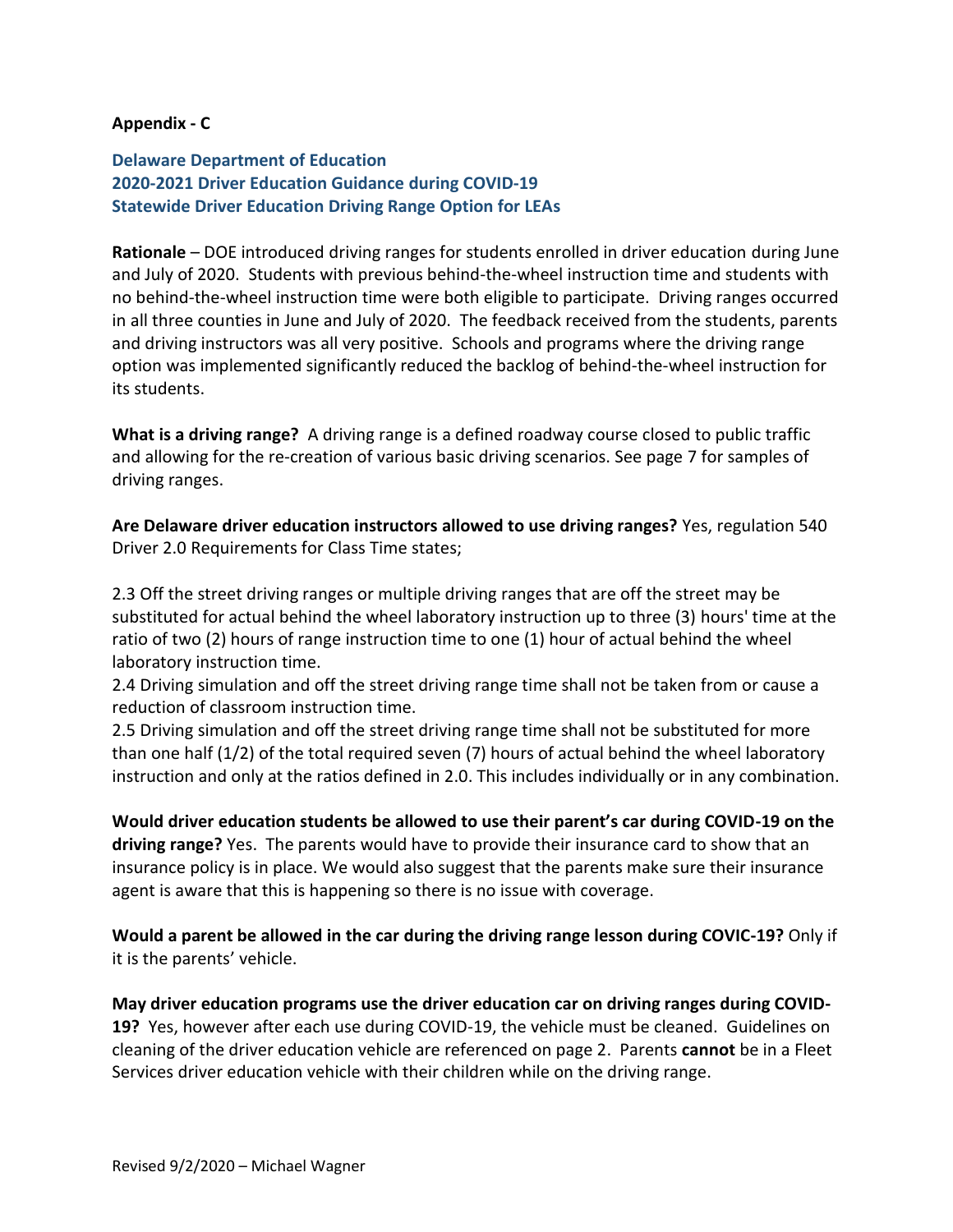**Appendix - C**

## Delaware Department of Education
## 2020-2021 Driver Education Guidance during COVID-19
## Statewide Driver Education Driving Range Option for LEAs

**Rationale** – DOE introduced driving ranges for students enrolled in driver education during June and July of 2020. Students with previous behind-the-wheel instruction time and students with no behind-the-wheel instruction time were both eligible to participate. Driving ranges occurred in all three counties in June and July of 2020. The feedback received from the students, parents and driving instructors was all very positive. Schools and programs where the driving range option was implemented significantly reduced the backlog of behind-the-wheel instruction for its students.

**What is a driving range?** A driving range is a defined roadway course closed to public traffic and allowing for the re-creation of various basic driving scenarios. See page 7 for samples of driving ranges.

**Are Delaware driver education instructors allowed to use driving ranges?** Yes, regulation 540 Driver 2.0 Requirements for Class Time states;

2.3 Off the street driving ranges or multiple driving ranges that are off the street may be substituted for actual behind the wheel laboratory instruction up to three (3) hours' time at the ratio of two (2) hours of range instruction time to one (1) hour of actual behind the wheel laboratory instruction time.
2.4 Driving simulation and off the street driving range time shall not be taken from or cause a reduction of classroom instruction time.
2.5 Driving simulation and off the street driving range time shall not be substituted for more than one half (1/2) of the total required seven (7) hours of actual behind the wheel laboratory instruction and only at the ratios defined in 2.0. This includes individually or in any combination.

**Would driver education students be allowed to use their parent's car during COVID-19 on the driving range?** Yes. The parents would have to provide their insurance card to show that an insurance policy is in place. We would also suggest that the parents make sure their insurance agent is aware that this is happening so there is no issue with coverage.

**Would a parent be allowed in the car during the driving range lesson during COVIC-19?** Only if it is the parents' vehicle.

**May driver education programs use the driver education car on driving ranges during COVID-19?** Yes, however after each use during COVID-19, the vehicle must be cleaned. Guidelines on cleaning of the driver education vehicle are referenced on page 2. Parents **cannot** be in a Fleet Services driver education vehicle with their children while on the driving range.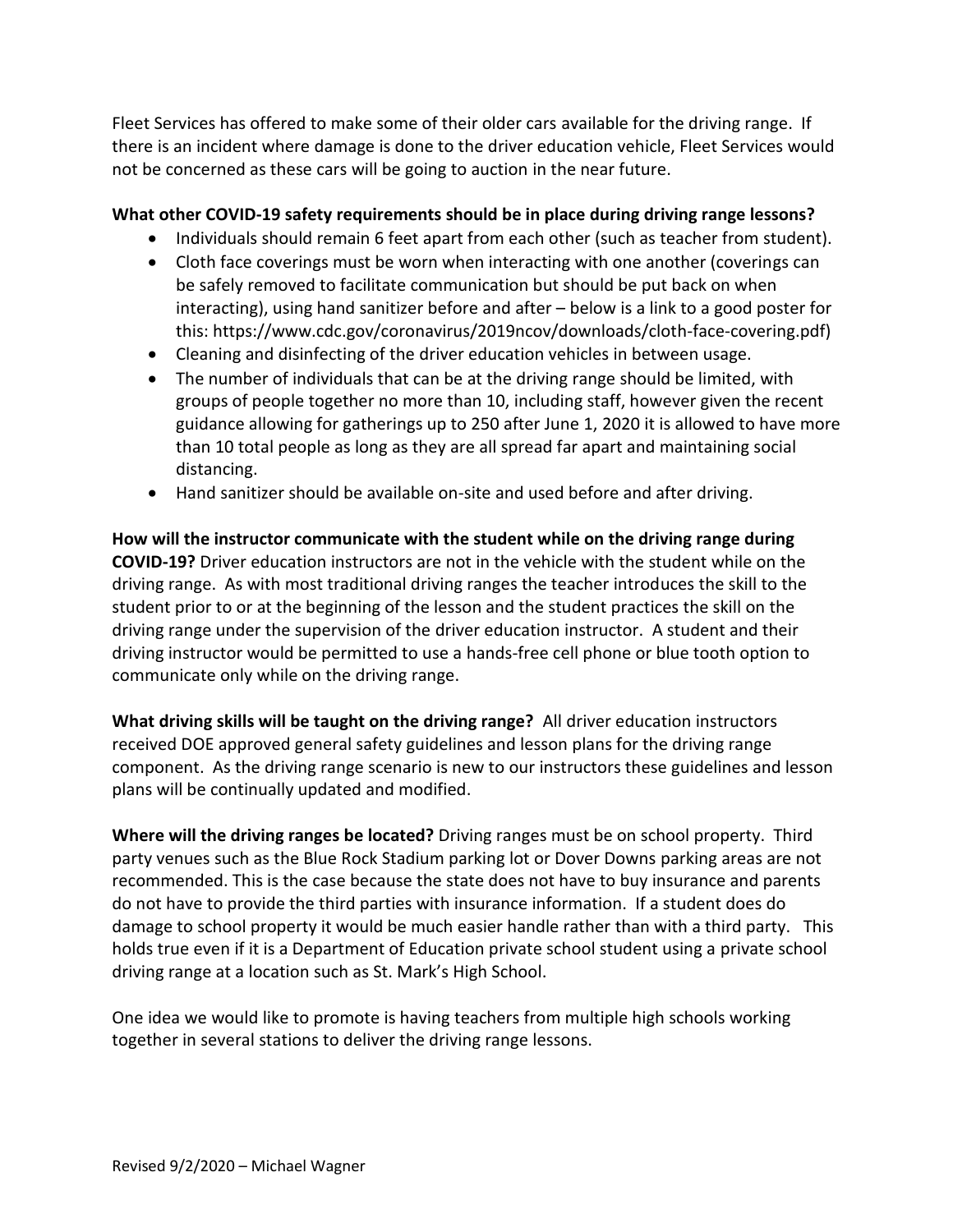Fleet Services has offered to make some of their older cars available for the driving range. If there is an incident where damage is done to the driver education vehicle, Fleet Services would not be concerned as these cars will be going to auction in the near future.

**What other COVID-19 safety requirements should be in place during driving range lessons?**

- Individuals should remain 6 feet apart from each other (such as teacher from student).
- Cloth face coverings must be worn when interacting with one another (coverings can be safely removed to facilitate communication but should be put back on when interacting), using hand sanitizer before and after – below is a link to a good poster for this: https://www.cdc.gov/coronavirus/2019ncov/downloads/cloth-face-covering.pdf)
- Cleaning and disinfecting of the driver education vehicles in between usage.
- The number of individuals that can be at the driving range should be limited, with groups of people together no more than 10, including staff, however given the recent guidance allowing for gatherings up to 250 after June 1, 2020 it is allowed to have more than 10 total people as long as they are all spread far apart and maintaining social distancing.
- Hand sanitizer should be available on-site and used before and after driving.

**How will the instructor communicate with the student while on the driving range during COVID-19?** Driver education instructors are not in the vehicle with the student while on the driving range. As with most traditional driving ranges the teacher introduces the skill to the student prior to or at the beginning of the lesson and the student practices the skill on the driving range under the supervision of the driver education instructor. A student and their driving instructor would be permitted to use a hands-free cell phone or blue tooth option to communicate only while on the driving range.

**What driving skills will be taught on the driving range?** All driver education instructors received DOE approved general safety guidelines and lesson plans for the driving range component. As the driving range scenario is new to our instructors these guidelines and lesson plans will be continually updated and modified.

**Where will the driving ranges be located?** Driving ranges must be on school property. Third party venues such as the Blue Rock Stadium parking lot or Dover Downs parking areas are not recommended. This is the case because the state does not have to buy insurance and parents do not have to provide the third parties with insurance information. If a student does do damage to school property it would be much easier handle rather than with a third party. This holds true even if it is a Department of Education private school student using a private school driving range at a location such as St. Mark's High School.

One idea we would like to promote is having teachers from multiple high schools working together in several stations to deliver the driving range lessons.

Revised 9/2/2020 – Michael Wagner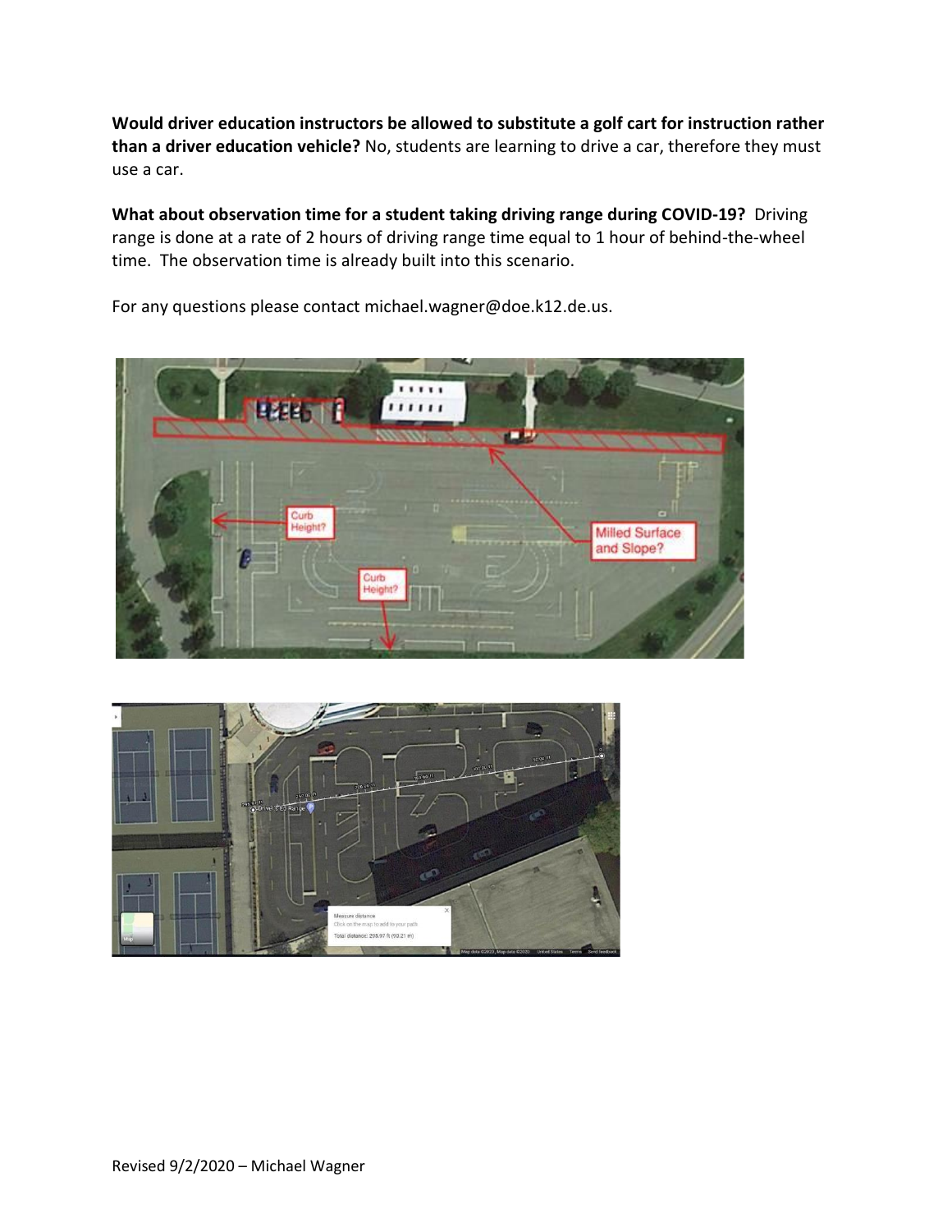**Would driver education instructors be allowed to substitute a golf cart for instruction rather than a driver education vehicle?** No, students are learning to drive a car, therefore they must use a car.

**What about observation time for a student taking driving range during COVID-19?** Driving range is done at a rate of 2 hours of driving range time equal to 1 hour of behind-the-wheel time. The observation time is already built into this scenario.

For any questions please contact michael.wagner@doe.k12.de.us.

Revised 9/2/2020 – Michael Wagner